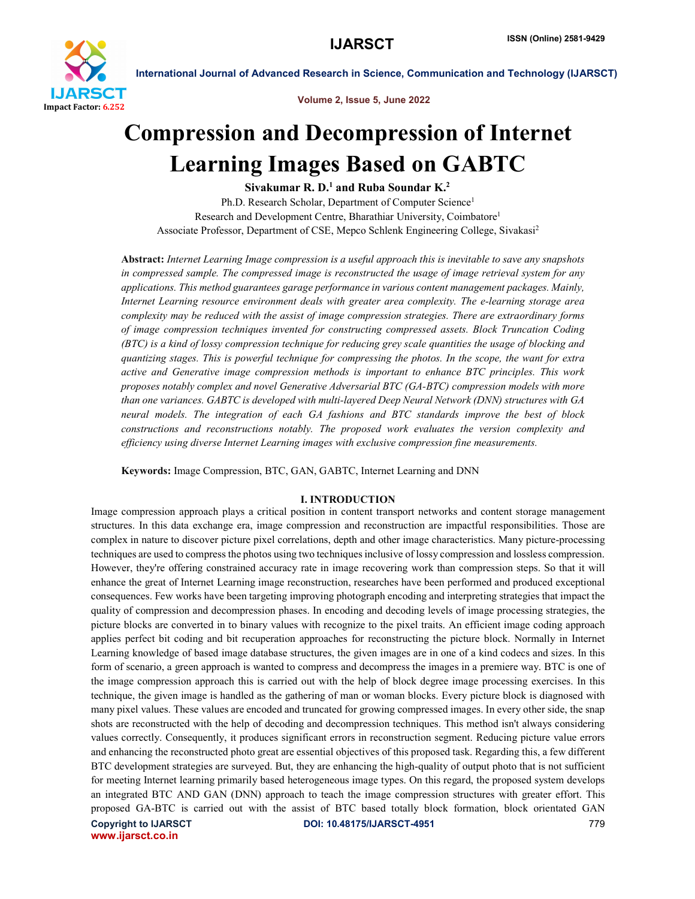# Compression and Decompression of Internet Learning Images Based on GABTC

**Sivakumar R. D.[1] and Ruba Soundar K.[2]**

Ph.D. Research Scholar, Department of Computer Science[1]

Research and Development Centre, Bharathiar University, Coimbatore[1]

Associate Professor, Department of CSE, Mepco Schlenk Engineering College, Sivakasi[2]

**Abstract:** *Internet Learning Image compression is a useful approach this is inevitable to save any snapshots in compressed sample. The compressed image is reconstructed the usage of image retrieval system for any applications. This method guarantees garage performance in various content management packages. Mainly, Internet Learning resource environment deals with greater area complexity. The e-learning storage area complexity may be reduced with the assist of image compression strategies. There are extraordinary forms of image compression techniques invented for constructing compressed assets. Block Truncation Coding (BTC) is a kind of lossy compression technique for reducing grey scale quantities the usage of blocking and quantizing stages. This is powerful technique for compressing the photos. In the scope, the want for extra active and Generative image compression methods is important to enhance BTC principles. This work proposes notably complex and novel Generative Adversarial BTC (GA-BTC) compression models with more than one variances. GABTC is developed with multi-layered Deep Neural Network (DNN) structures with GA neural models. The integration of each GA fashions and BTC standards improve the best of block constructions and reconstructions notably. The proposed work evaluates the version complexity and efficiency using diverse Internet Learning images with exclusive compression fine measurements.*

**Keywords:** Image Compression, BTC, GAN, GABTC, Internet Learning and DNN

## I. INTRODUCTION

Image compression approach plays a critical position in content transport networks and content storage management structures. In this data exchange era, image compression and reconstruction are impactful responsibilities. Those are complex in nature to discover picture pixel correlations, depth and other image characteristics. Many picture-processing techniques are used to compress the photos using two techniques inclusive of lossy compression and lossless compression. However, they're offering constrained accuracy rate in image recovering work than compression steps. So that it will enhance the great of Internet Learning image reconstruction, researches have been performed and produced exceptional consequences. Few works have been targeting improving photograph encoding and interpreting strategies that impact the quality of compression and decompression phases. In encoding and decoding levels of image processing strategies, the picture blocks are converted in to binary values with recognize to the pixel traits. An efficient image coding approach applies perfect bit coding and bit recuperation approaches for reconstructing the picture block. Normally in Internet Learning knowledge of based image database structures, the given images are in one of a kind codecs and sizes. In this form of scenario, a green approach is wanted to compress and decompress the images in a premiere way. BTC is one of the image compression approach this is carried out with the help of block degree image processing exercises. In this technique, the given image is handled as the gathering of man or woman blocks. Every picture block is diagnosed with many pixel values. These values are encoded and truncated for growing compressed images. In every other side, the snap shots are reconstructed with the help of decoding and decompression techniques. This method isn't always considering values correctly. Consequently, it produces significant errors in reconstruction segment. Reducing picture value errors and enhancing the reconstructed photo great are essential objectives of this proposed task. Regarding this, a few different BTC development strategies are surveyed. But, they are enhancing the high-quality of output photo that is not sufficient for meeting Internet learning primarily based heterogeneous image types. On this regard, the proposed system develops an integrated BTC AND GAN (DNN) approach to teach the image compression structures with greater effort. This proposed GA-BTC is carried out with the assist of BTC based totally block formation, block orientated GAN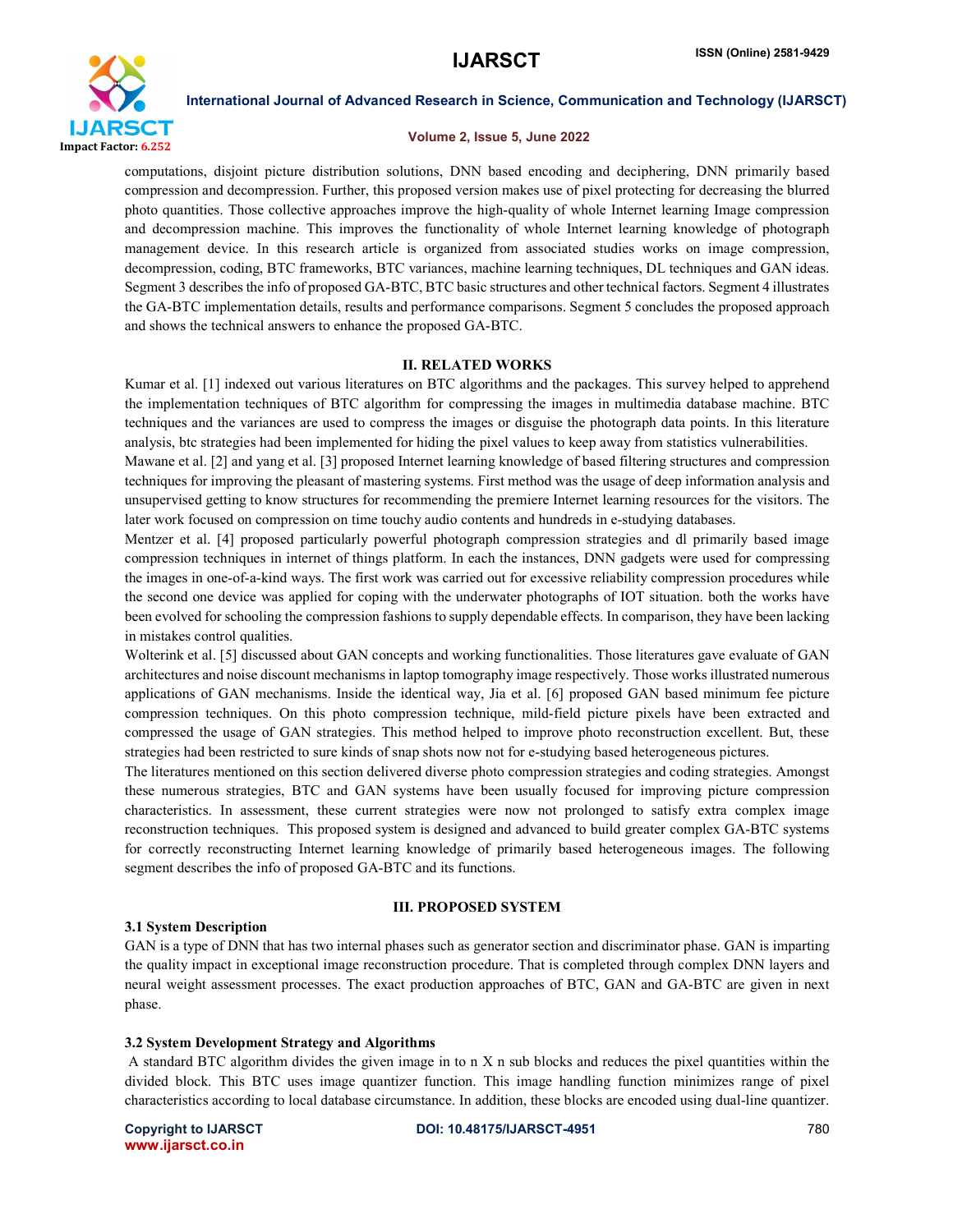computations, disjoint picture distribution solutions, DNN based encoding and deciphering, DNN primarily based compression and decompression. Further, this proposed version makes use of pixel protecting for decreasing the blurred photo quantities. Those collective approaches improve the high-quality of whole Internet learning Image compression and decompression machine. This improves the functionality of whole Internet learning knowledge of photograph management device. In this research article is organized from associated studies works on image compression, decompression, coding, BTC frameworks, BTC variances, machine learning techniques, DL techniques and GAN ideas. Segment 3 describes the info of proposed GA-BTC, BTC basic structures and other technical factors. Segment 4 illustrates the GA-BTC implementation details, results and performance comparisons. Segment 5 concludes the proposed approach and shows the technical answers to enhance the proposed GA-BTC.

## II. RELATED WORKS

Kumar et al. [1] indexed out various literatures on BTC algorithms and the packages. This survey helped to apprehend the implementation techniques of BTC algorithm for compressing the images in multimedia database machine. BTC techniques and the variances are used to compress the images or disguise the photograph data points. In this literature analysis, btc strategies had been implemented for hiding the pixel values to keep away from statistics vulnerabilities.

Mawane et al. [2] and yang et al. [3] proposed Internet learning knowledge of based filtering structures and compression techniques for improving the pleasant of mastering systems. First method was the usage of deep information analysis and unsupervised getting to know structures for recommending the premiere Internet learning resources for the visitors. The later work focused on compression on time touchy audio contents and hundreds in e-studying databases.

Mentzer et al. [4] proposed particularly powerful photograph compression strategies and dl primarily based image compression techniques in internet of things platform. In each the instances, DNN gadgets were used for compressing the images in one-of-a-kind ways. The first work was carried out for excessive reliability compression procedures while the second one device was applied for coping with the underwater photographs of IOT situation. both the works have been evolved for schooling the compression fashions to supply dependable effects. In comparison, they have been lacking in mistakes control qualities.

Wolterink et al. [5] discussed about GAN concepts and working functionalities. Those literatures gave evaluate of GAN architectures and noise discount mechanisms in laptop tomography image respectively. Those works illustrated numerous applications of GAN mechanisms. Inside the identical way, Jia et al. [6] proposed GAN based minimum fee picture compression techniques. On this photo compression technique, mild-field picture pixels have been extracted and compressed the usage of GAN strategies. This method helped to improve photo reconstruction excellent. But, these strategies had been restricted to sure kinds of snap shots now not for e-studying based heterogeneous pictures.

The literatures mentioned on this section delivered diverse photo compression strategies and coding strategies. Amongst these numerous strategies, BTC and GAN systems have been usually focused for improving picture compression characteristics. In assessment, these current strategies were now not prolonged to satisfy extra complex image reconstruction techniques. This proposed system is designed and advanced to build greater complex GA-BTC systems for correctly reconstructing Internet learning knowledge of primarily based heterogeneous images. The following segment describes the info of proposed GA-BTC and its functions.

## III. PROPOSED SYSTEM

### 3.1 System Description

GAN is a type of DNN that has two internal phases such as generator section and discriminator phase. GAN is imparting the quality impact in exceptional image reconstruction procedure. That is completed through complex DNN layers and neural weight assessment processes. The exact production approaches of BTC, GAN and GA-BTC are given in next phase.

### 3.2 System Development Strategy and Algorithms

A standard BTC algorithm divides the given image in to n X n sub blocks and reduces the pixel quantities within the divided block. This BTC uses image quantizer function. This image handling function minimizes range of pixel characteristics according to local database circumstance. In addition, these blocks are encoded using dual-line quantizer.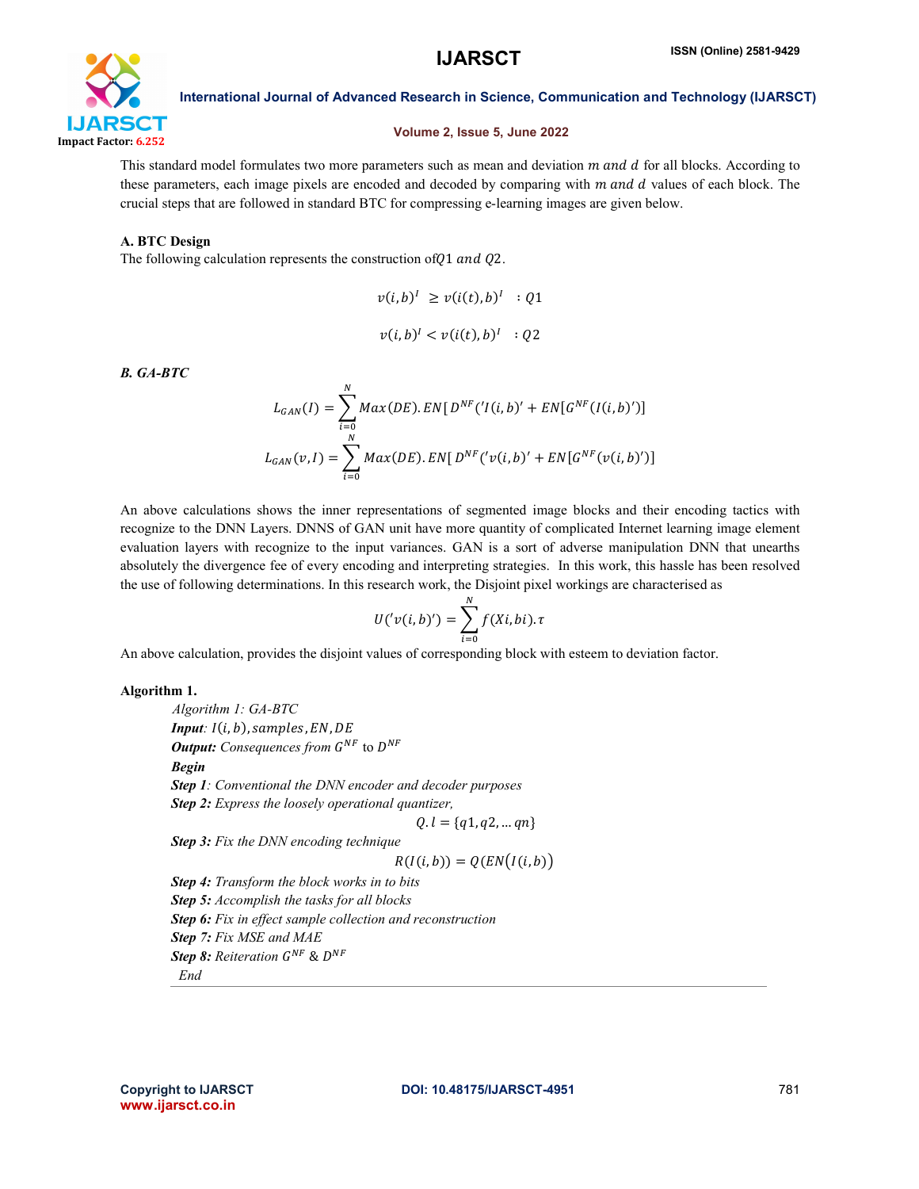This standard model formulates two more parameters such as mean and deviation $m$ and $d$ for all blocks. According to these parameters, each image pixels are encoded and decoded by comparing with $m$ and $d$ values of each block. The crucial steps that are followed in standard BTC for compressing e-learning images are given below.

### A. BTC Design

The following calculation represents the construction of $Q1$ and $Q2$.

$$v(i,b)^I \geq v(i(t),b)^I \quad : Q1$$

$$v(i,b)^I < v(i(t),b)^I \quad : Q2$$

### *B. GA-BTC*

$$L_{GAN}(I) = \sum_{i=0}^{N} Max(DE).EN[D^{NF}('I(i,b)' + EN[G^{NF}(I(i,b)')]$$

$$L_{GAN}(v,I) = \sum_{i=0}^{N} Max(DE).EN[D^{NF}('v(i,b)' + EN[G^{NF}(v(i,b)')]$$

An above calculations shows the inner representations of segmented image blocks and their encoding tactics with recognize to the DNN Layers. DNNS of GAN unit have more quantity of complicated Internet learning image element evaluation layers with recognize to the input variances. GAN is a sort of adverse manipulation DNN that unearths absolutely the divergence fee of every encoding and interpreting strategies. In this work, this hassle has been resolved the use of following determinations. In this research work, the Disjoint pixel workings are characterised as

$$U('v(i,b)') = \sum_{i=0}^{N} f(Xi,bi).\tau$$

An above calculation, provides the disjoint values of corresponding block with esteem to deviation factor.

**Algorithm 1.**

*Algorithm 1: GA-BTC*

***Input***: $I(i,b)$, $samples$, $EN$, $DE$

***Output:*** *Consequences from* $G^{NF}$ to $D^{NF}$

***Begin***

***Step 1***: *Conventional the DNN encoder and decoder purposes*

***Step 2:*** *Express the loosely operational quantizer,*

$$Q.l = \{q1, q2, \ldots qn\}$$

***Step 3:*** *Fix the DNN encoding technique*

$$R(I(i,b)) = Q(EN(I(i,b)))$$

***Step 4:*** *Transform the block works in to bits*

***Step 5:*** *Accomplish the tasks for all blocks*

***Step 6:*** *Fix in effect sample collection and reconstruction*

***Step 7:*** *Fix MSE and MAE*

***Step 8:*** *Reiteration* $G^{NF}$ & $D^{NF}$

*End*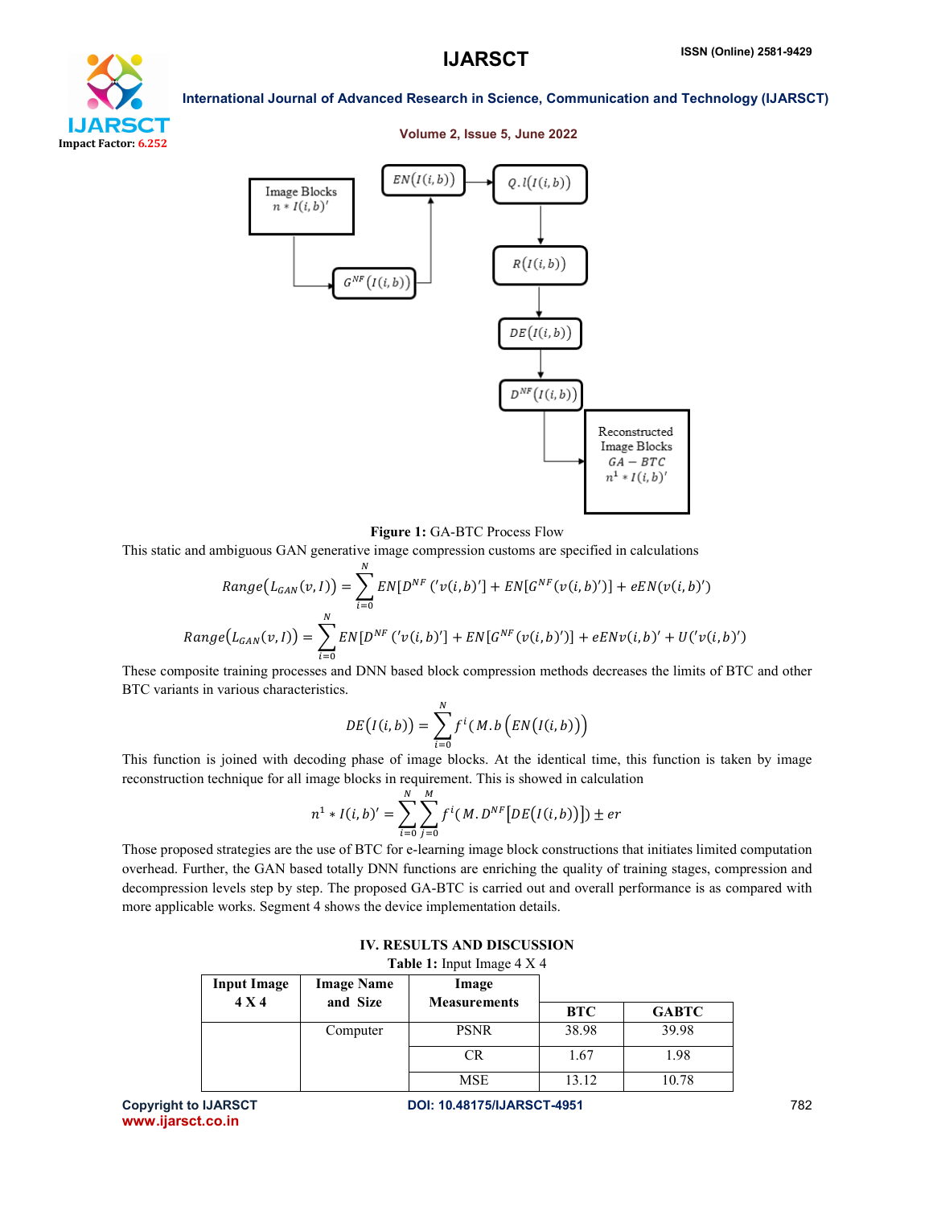**Figure 1:** GA-BTC Process Flow

This static and ambiguous GAN generative image compression customs are specified in calculations

$$Range(L_{GAN}(v, I)) = \sum_{i=0}^{N} EN[D^{NF}('v(i,b)'] + EN[G^{NF}(v(i,b)')] + eEN(v(i,b)')$$

$$Range(L_{GAN}(v, I)) = \sum_{i=0}^{N} EN[D^{NF}('v(i,b)'] + EN[G^{NF}(v(i,b)')] + eENv(i,b)' + U('v(i,b)')$$

These composite training processes and DNN based block compression methods decreases the limits of BTC and other BTC variants in various characteristics.

$$DE(I(i,b)) = \sum_{i=0}^{N} f^{i}(M.b(EN(I(i,b))))$$

This function is joined with decoding phase of image blocks. At the identical time, this function is taken by image reconstruction technique for all image blocks in requirement. This is showed in calculation

$$n^{1} * I(i,b)' = \sum_{i=0}^{N} \sum_{j=0}^{M} f^{i}(M.D^{NF}[DE(I(i,b))]) \pm er$$

Those proposed strategies are the use of BTC for e-learning image block constructions that initiates limited computation overhead. Further, the GAN based totally DNN functions are enriching the quality of training stages, compression and decompression levels step by step. The proposed GA-BTC is carried out and overall performance is as compared with more applicable works. Segment 4 shows the device implementation details.

## IV. RESULTS AND DISCUSSION

**Table 1:** Input Image 4 X 4

| Input Image 4 X 4 | Image Name and Size | Image Measurements | BTC | GABTC |
|---|---|---|---|---|
| | Computer | PSNR | 38.98 | 39.98 |
| | | CR | 1.67 | 1.98 |
| | | MSE | 13.12 | 10.78 |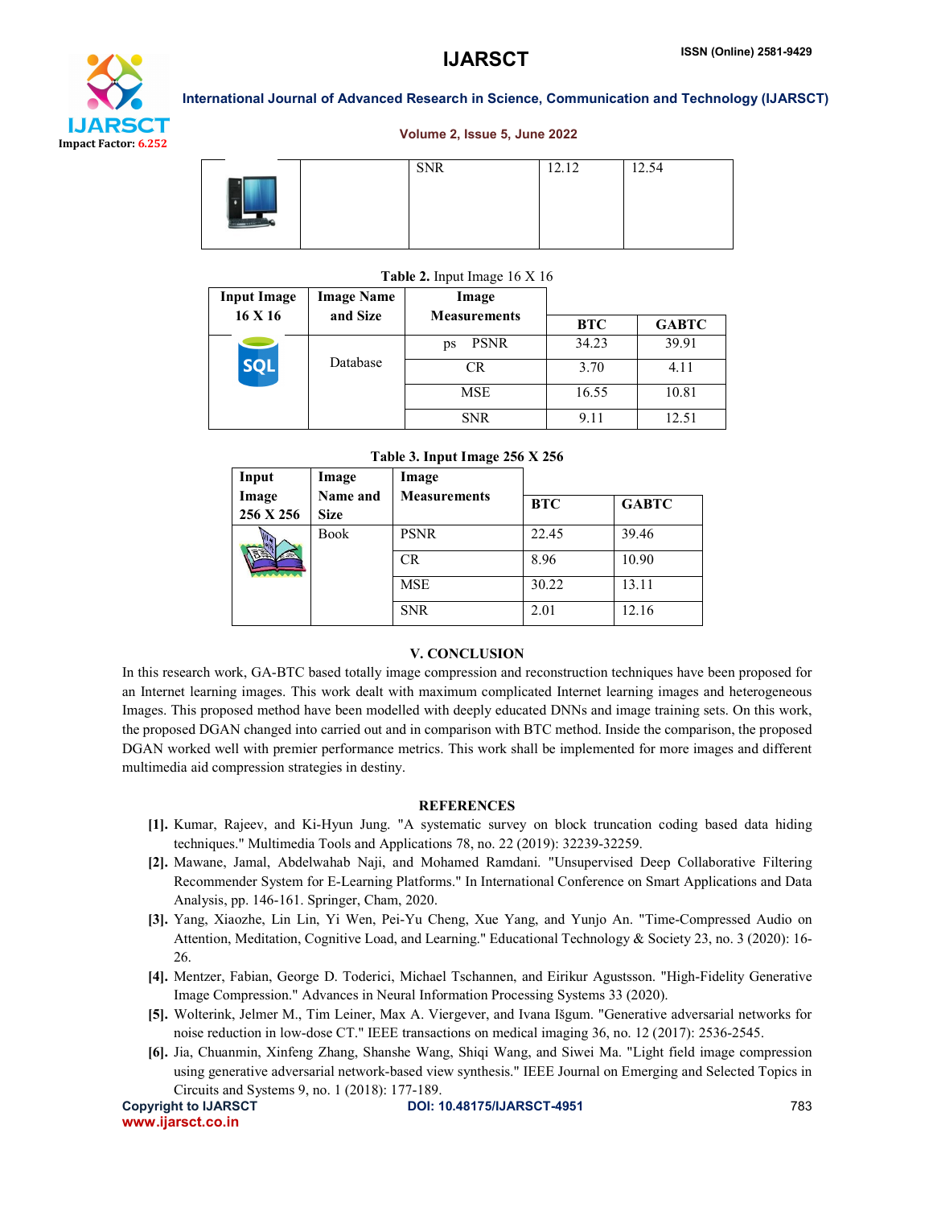| | | | | |
|---|---|---|---|---|
| | | SNR | 12.12 | 12.54 |

**Table 2.** Input Image 16 X 16

| Input Image 16 X 16 | Image Name and Size | Image Measurements | BTC | GABTC |
|---|---|---|---|---|
| | Database | ps PSNR | 34.23 | 39.91 |
| | | CR | 3.70 | 4.11 |
| | | MSE | 16.55 | 10.81 |
| | | SNR | 9.11 | 12.51 |

**Table 3. Input Image 256 X 256**

| Input Image 256 X 256 | Image Name and Size | Image Measurements | BTC | GABTC |
|---|---|---|---|---|
| | Book | PSNR | 22.45 | 39.46 |
| | | CR | 8.96 | 10.90 |
| | | MSE | 30.22 | 13.11 |
| | | SNR | 2.01 | 12.16 |

## V. CONCLUSION

In this research work, GA-BTC based totally image compression and reconstruction techniques have been proposed for an Internet learning images. This work dealt with maximum complicated Internet learning images and heterogeneous Images. This proposed method have been modelled with deeply educated DNNs and image training sets. On this work, the proposed DGAN changed into carried out and in comparison with BTC method. Inside the comparison, the proposed DGAN worked well with premier performance metrics. This work shall be implemented for more images and different multimedia aid compression strategies in destiny.

## REFERENCES

[1]. Kumar, Rajeev, and Ki-Hyun Jung. "A systematic survey on block truncation coding based data hiding techniques." Multimedia Tools and Applications 78, no. 22 (2019): 32239-32259.

[2]. Mawane, Jamal, Abdelwahab Naji, and Mohamed Ramdani. "Unsupervised Deep Collaborative Filtering Recommender System for E-Learning Platforms." In International Conference on Smart Applications and Data Analysis, pp. 146-161. Springer, Cham, 2020.

[3]. Yang, Xiaozhe, Lin Lin, Yi Wen, Pei-Yu Cheng, Xue Yang, and Yunjo An. "Time-Compressed Audio on Attention, Meditation, Cognitive Load, and Learning." Educational Technology & Society 23, no. 3 (2020): 16-26.

[4]. Mentzer, Fabian, George D. Toderici, Michael Tschannen, and Eirikur Agustsson. "High-Fidelity Generative Image Compression." Advances in Neural Information Processing Systems 33 (2020).

[5]. Wolterink, Jelmer M., Tim Leiner, Max A. Viergever, and Ivana Išgum. "Generative adversarial networks for noise reduction in low-dose CT." IEEE transactions on medical imaging 36, no. 12 (2017): 2536-2545.

[6]. Jia, Chuanmin, Xinfeng Zhang, Shanshe Wang, Shiqi Wang, and Siwei Ma. "Light field image compression using generative adversarial network-based view synthesis." IEEE Journal on Emerging and Selected Topics in Circuits and Systems 9, no. 1 (2018): 177-189.